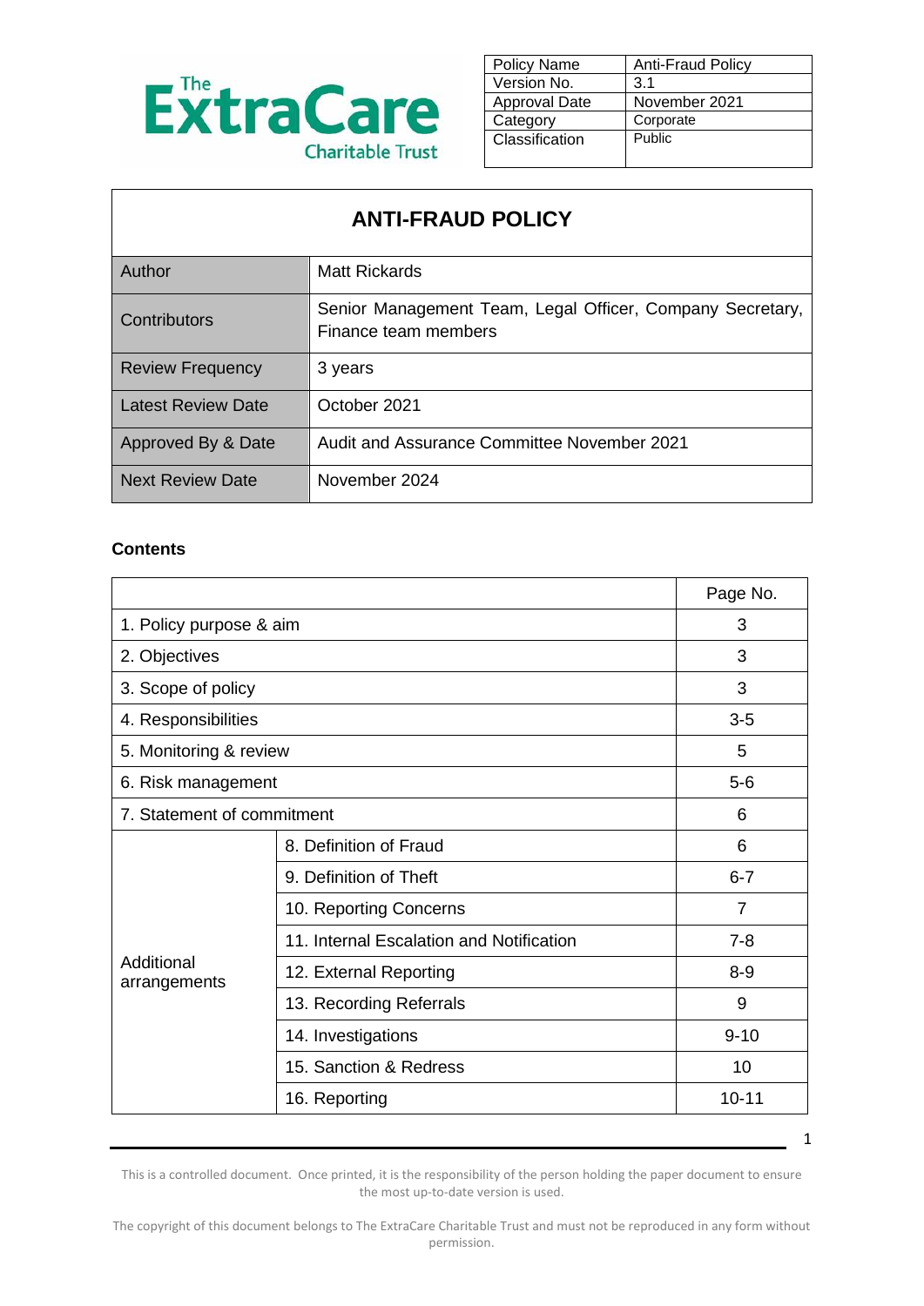The ExtraCare Charitable Trust

| Policy Name | Anti-Fraud Policy |
|---|---|
| Version No. | 3.1 |
| Approval Date | November 2021 |
| Category | Corporate |
| Classification | Public |

# ANTI-FRAUD POLICY

| | |
|---|---|
| Author | Matt Rickards |
| Contributors | Senior Management Team, Legal Officer, Company Secretary, Finance team members |
| Review Frequency | 3 years |
| Latest Review Date | October 2021 |
| Approved By & Date | Audit and Assurance Committee November 2021 |
| Next Review Date | November 2024 |

**Contents**

| | | Page No. |
|---|---|---|
| 1. Policy purpose & aim | | 3 |
| 2. Objectives | | 3 |
| 3. Scope of policy | | 3 |
| 4. Responsibilities | | 3-5 |
| 5. Monitoring & review | | 5 |
| 6. Risk management | | 5-6 |
| 7. Statement of commitment | | 6 |
| Additional arrangements | 8. Definition of Fraud | 6 |
| | 9. Definition of Theft | 6-7 |
| | 10. Reporting Concerns | 7 |
| | 11. Internal Escalation and Notification | 7-8 |
| | 12. External Reporting | 8-9 |
| | 13. Recording Referrals | 9 |
| | 14. Investigations | 9-10 |
| | 15. Sanction & Redress | 10 |
| | 16. Reporting | 10-11 |

This is a controlled document. Once printed, it is the responsibility of the person holding the paper document to ensure the most up-to-date version is used.

The copyright of this document belongs to The ExtraCare Charitable Trust and must not be reproduced in any form without permission.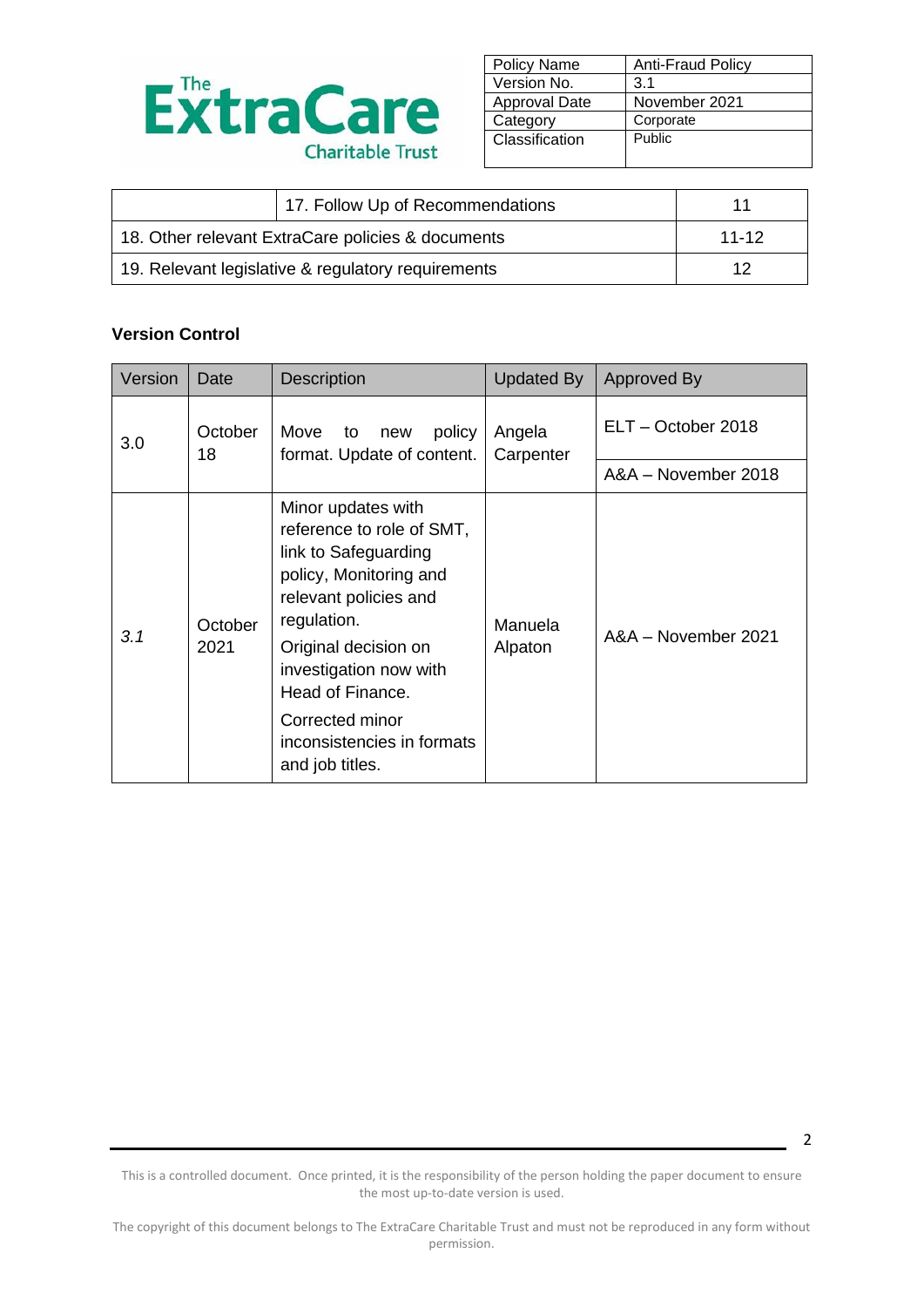| Policy Name | Anti-Fraud Policy |
|---|---|
| Version No. | 3.1 |
| Approval Date | November 2021 |
| Category | Corporate |
| Classification | Public |

| | 17. Follow Up of Recommendations | 11 |
|---|---|---|
| 18. Other relevant ExtraCare policies & documents | | 11-12 |
| 19. Relevant legislative & regulatory requirements | | 12 |

**Version Control**

| Version | Date | Description | Updated By | Approved By |
|---|---|---|---|---|
| 3.0 | October 18 | Move to new policy format. Update of content. | Angela Carpenter | ELT – October 2018 |
| | | | | A&A – November 2018 |
| *3.1* | October 2021 | Minor updates with reference to role of SMT, link to Safeguarding policy, Monitoring and relevant policies and regulation. Original decision on investigation now with Head of Finance. Corrected minor inconsistencies in formats and job titles. | Manuela Alpaton | A&A – November 2021 |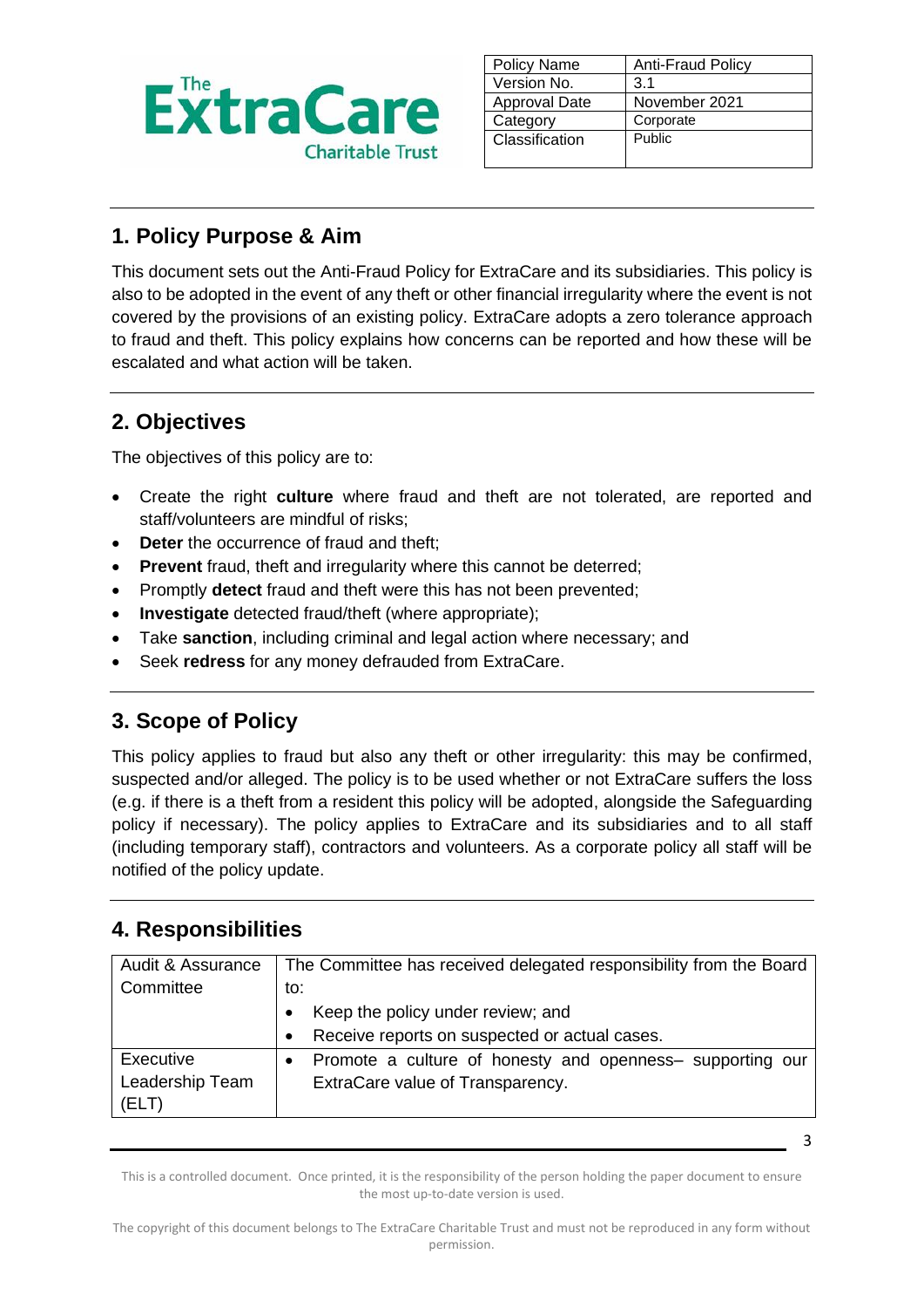| Policy Name | Anti-Fraud Policy |
|---|---|
| Version No. | 3.1 |
| Approval Date | November 2021 |
| Category | Corporate |
| Classification | Public |

## 1. Policy Purpose & Aim

This document sets out the Anti-Fraud Policy for ExtraCare and its subsidiaries. This policy is also to be adopted in the event of any theft or other financial irregularity where the event is not covered by the provisions of an existing policy. ExtraCare adopts a zero tolerance approach to fraud and theft. This policy explains how concerns can be reported and how these will be escalated and what action will be taken.

## 2. Objectives

The objectives of this policy are to:

- Create the right **culture** where fraud and theft are not tolerated, are reported and staff/volunteers are mindful of risks;
- **Deter** the occurrence of fraud and theft;
- **Prevent** fraud, theft and irregularity where this cannot be deterred;
- Promptly **detect** fraud and theft were this has not been prevented;
- **Investigate** detected fraud/theft (where appropriate);
- Take **sanction**, including criminal and legal action where necessary; and
- Seek **redress** for any money defrauded from ExtraCare.

## 3. Scope of Policy

This policy applies to fraud but also any theft or other irregularity: this may be confirmed, suspected and/or alleged. The policy is to be used whether or not ExtraCare suffers the loss (e.g. if there is a theft from a resident this policy will be adopted, alongside the Safeguarding policy if necessary). The policy applies to ExtraCare and its subsidiaries and to all staff (including temporary staff), contractors and volunteers. As a corporate policy all staff will be notified of the policy update.

## 4. Responsibilities

| | |
|---|---|
| Audit & Assurance Committee | The Committee has received delegated responsibility from the Board to:<br>• Keep the policy under review; and<br>• Receive reports on suspected or actual cases. |
| Executive Leadership Team (ELT) | • Promote a culture of honesty and openness– supporting our ExtraCare value of Transparency. |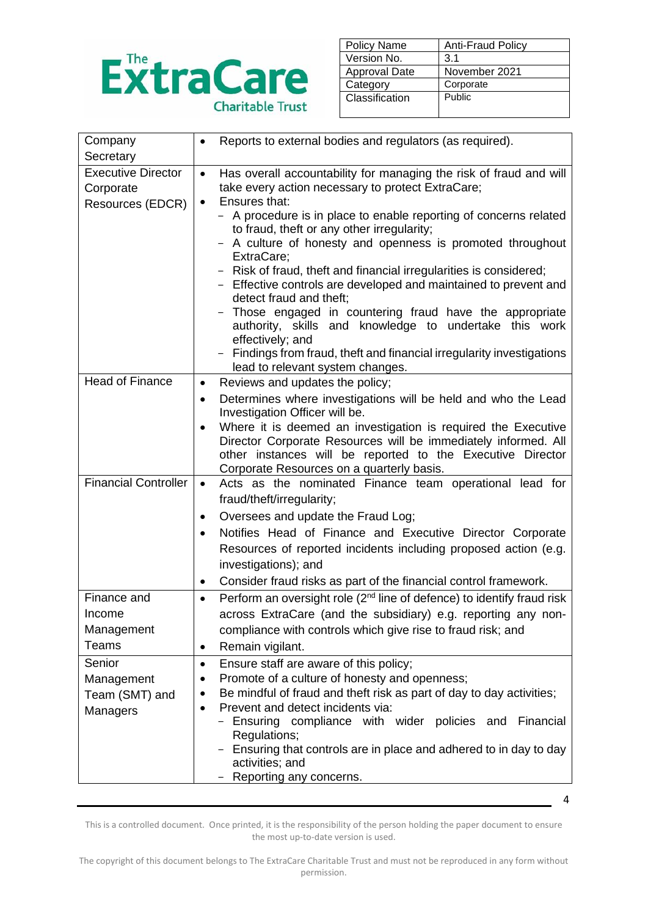| | |
|---|---|
| Company Secretary | • Reports to external bodies and regulators (as required). |
| Executive Director Corporate Resources (EDCR) | • Has overall accountability for managing the risk of fraud and will take every action necessary to protect ExtraCare;<br>• Ensures that:<br>- A procedure is in place to enable reporting of concerns related to fraud, theft or any other irregularity;<br>- A culture of honesty and openness is promoted throughout ExtraCare;<br>- Risk of fraud, theft and financial irregularities is considered;<br>- Effective controls are developed and maintained to prevent and detect fraud and theft;<br>- Those engaged in countering fraud have the appropriate authority, skills and knowledge to undertake this work effectively; and<br>- Findings from fraud, theft and financial irregularity investigations lead to relevant system changes. |
| Head of Finance | • Reviews and updates the policy;<br>• Determines where investigations will be held and who the Lead Investigation Officer will be.<br>• Where it is deemed an investigation is required the Executive Director Corporate Resources will be immediately informed. All other instances will be reported to the Executive Director Corporate Resources on a quarterly basis. |
| Financial Controller | • Acts as the nominated Finance team operational lead for fraud/theft/irregularity;<br>• Oversees and update the Fraud Log;<br>• Notifies Head of Finance and Executive Director Corporate Resources of reported incidents including proposed action (e.g. investigations); and<br>• Consider fraud risks as part of the financial control framework. |
| Finance and Income Management Teams | • Perform an oversight role (2nd line of defence) to identify fraud risk across ExtraCare (and the subsidiary) e.g. reporting any non-compliance with controls which give rise to fraud risk; and<br>• Remain vigilant. |
| Senior Management Team (SMT) and Managers | • Ensure staff are aware of this policy;<br>• Promote of a culture of honesty and openness;<br>• Be mindful of fraud and theft risk as part of day to day activities;<br>• Prevent and detect incidents via:<br>- Ensuring compliance with wider policies and Financial Regulations;<br>- Ensuring that controls are in place and adhered to in day to day activities; and<br>- Reporting any concerns. |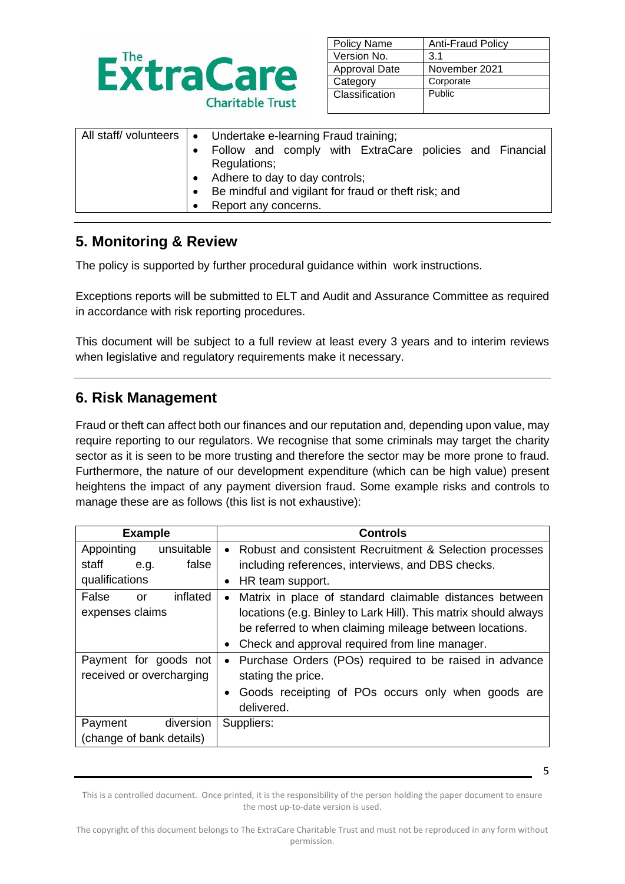| All staff/ volunteers | • Undertake e-learning Fraud training;<br>• Follow and comply with ExtraCare policies and Financial Regulations;<br>• Adhere to day to day controls;<br>• Be mindful and vigilant for fraud or theft risk; and<br>• Report any concerns. |
|---|---|

## 5. Monitoring & Review

The policy is supported by further procedural guidance within work instructions.

Exceptions reports will be submitted to ELT and Audit and Assurance Committee as required in accordance with risk reporting procedures.

This document will be subject to a full review at least every 3 years and to interim reviews when legislative and regulatory requirements make it necessary.

## 6. Risk Management

Fraud or theft can affect both our finances and our reputation and, depending upon value, may require reporting to our regulators. We recognise that some criminals may target the charity sector as it is seen to be more trusting and therefore the sector may be more prone to fraud. Furthermore, the nature of our development expenditure (which can be high value) present heightens the impact of any payment diversion fraud. Some example risks and controls to manage these are as follows (this list is not exhaustive):

| Example | Controls |
|---|---|
| Appointing unsuitable staff e.g. false qualifications | • Robust and consistent Recruitment & Selection processes including references, interviews, and DBS checks.<br>• HR team support. |
| False or inflated expenses claims | • Matrix in place of standard claimable distances between locations (e.g. Binley to Lark Hill). This matrix should always be referred to when claiming mileage between locations.<br>• Check and approval required from line manager. |
| Payment for goods not received or overcharging | • Purchase Orders (POs) required to be raised in advance stating the price.<br>• Goods receipting of POs occurs only when goods are delivered. |
| Payment diversion (change of bank details) | Suppliers: |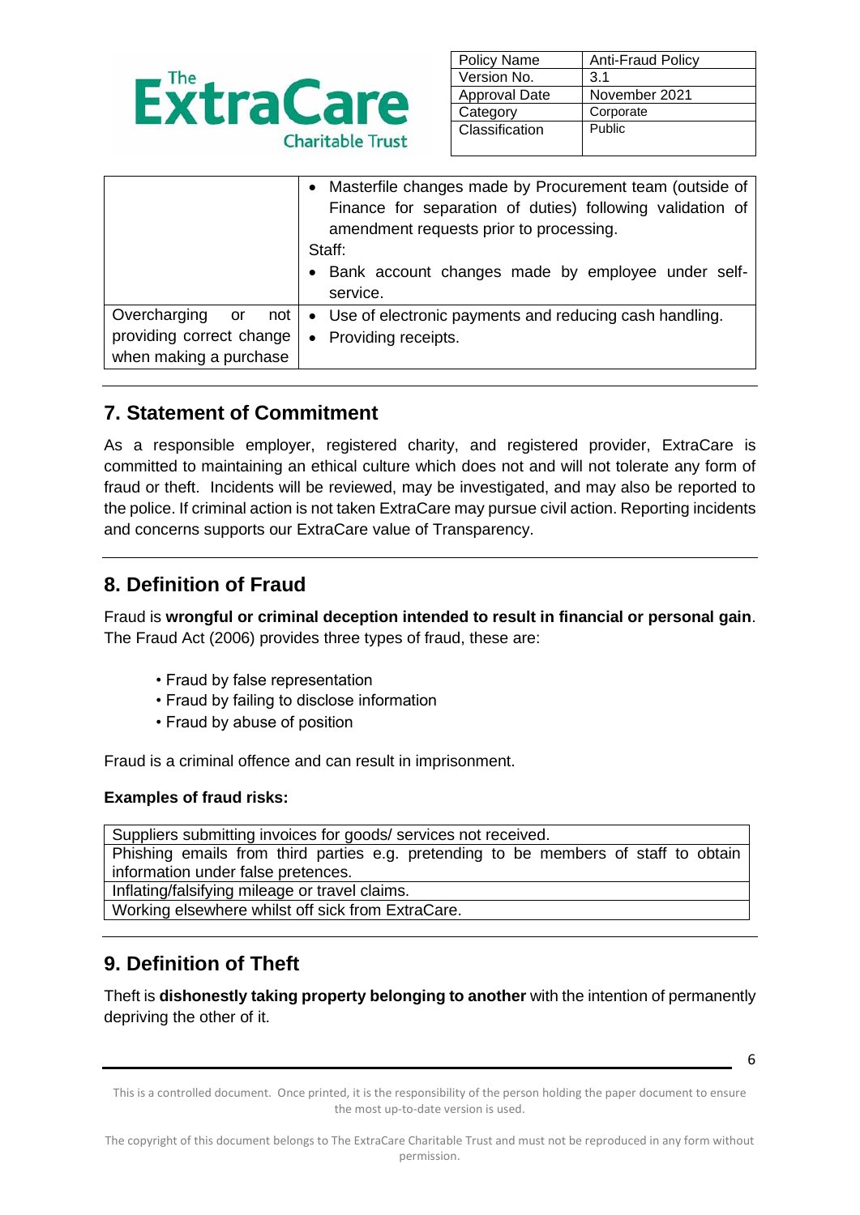| | |
|---|---|
| | • Masterfile changes made by Procurement team (outside of Finance for separation of duties) following validation of amendment requests prior to processing.<br>Staff:<br>• Bank account changes made by employee under self-service. |
| Overcharging or not providing correct change when making a purchase | • Use of electronic payments and reducing cash handling.<br>• Providing receipts. |

## 7. Statement of Commitment

As a responsible employer, registered charity, and registered provider, ExtraCare is committed to maintaining an ethical culture which does not and will not tolerate any form of fraud or theft. Incidents will be reviewed, may be investigated, and may also be reported to the police. If criminal action is not taken ExtraCare may pursue civil action. Reporting incidents and concerns supports our ExtraCare value of Transparency.

## 8. Definition of Fraud

Fraud is **wrongful or criminal deception intended to result in financial or personal gain**. The Fraud Act (2006) provides three types of fraud, these are:

- Fraud by false representation
- Fraud by failing to disclose information
- Fraud by abuse of position

Fraud is a criminal offence and can result in imprisonment.

**Examples of fraud risks:**

| |
|---|
| Suppliers submitting invoices for goods/ services not received. |
| Phishing emails from third parties e.g. pretending to be members of staff to obtain information under false pretences. |
| Inflating/falsifying mileage or travel claims. |
| Working elsewhere whilst off sick from ExtraCare. |

## 9. Definition of Theft

Theft is **dishonestly taking property belonging to another** with the intention of permanently depriving the other of it.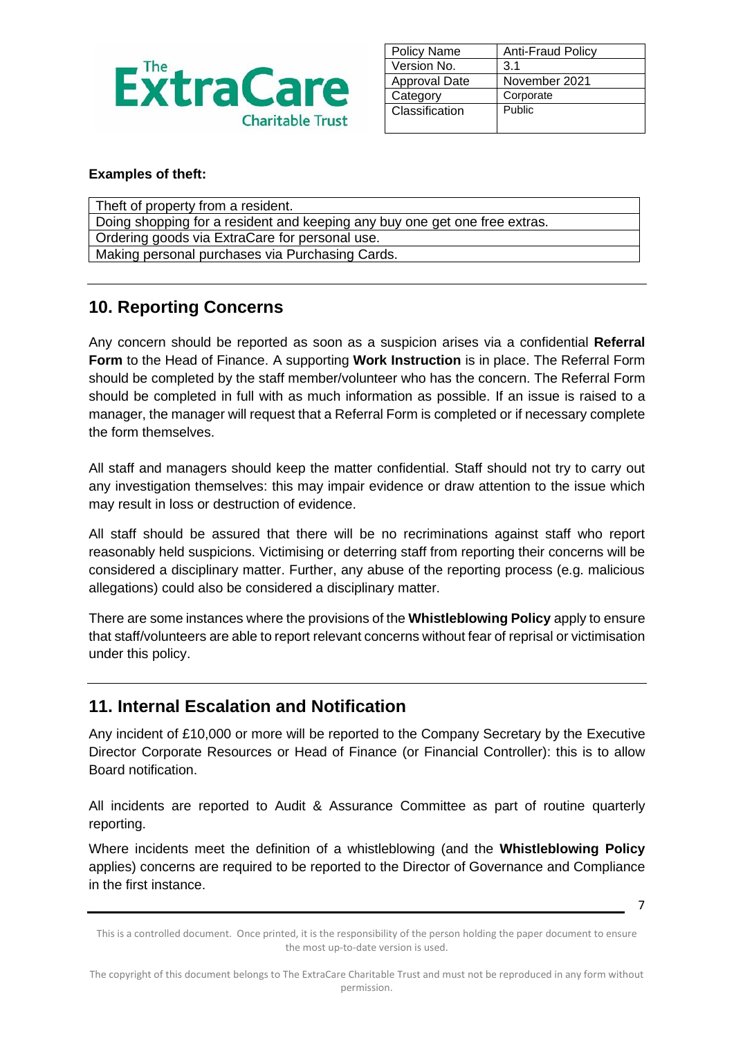**Examples of theft:**

| Theft of property from a resident. |
|---|
| Doing shopping for a resident and keeping any buy one get one free extras. |
| Ordering goods via ExtraCare for personal use. |
| Making personal purchases via Purchasing Cards. |

## 10. Reporting Concerns

Any concern should be reported as soon as a suspicion arises via a confidential **Referral Form** to the Head of Finance. A supporting **Work Instruction** is in place. The Referral Form should be completed by the staff member/volunteer who has the concern. The Referral Form should be completed in full with as much information as possible. If an issue is raised to a manager, the manager will request that a Referral Form is completed or if necessary complete the form themselves.

All staff and managers should keep the matter confidential. Staff should not try to carry out any investigation themselves: this may impair evidence or draw attention to the issue which may result in loss or destruction of evidence.

All staff should be assured that there will be no recriminations against staff who report reasonably held suspicions. Victimising or deterring staff from reporting their concerns will be considered a disciplinary matter. Further, any abuse of the reporting process (e.g. malicious allegations) could also be considered a disciplinary matter.

There are some instances where the provisions of the **Whistleblowing Policy** apply to ensure that staff/volunteers are able to report relevant concerns without fear of reprisal or victimisation under this policy.

## 11. Internal Escalation and Notification

Any incident of £10,000 or more will be reported to the Company Secretary by the Executive Director Corporate Resources or Head of Finance (or Financial Controller): this is to allow Board notification.

All incidents are reported to Audit & Assurance Committee as part of routine quarterly reporting.

Where incidents meet the definition of a whistleblowing (and the **Whistleblowing Policy** applies) concerns are required to be reported to the Director of Governance and Compliance in the first instance.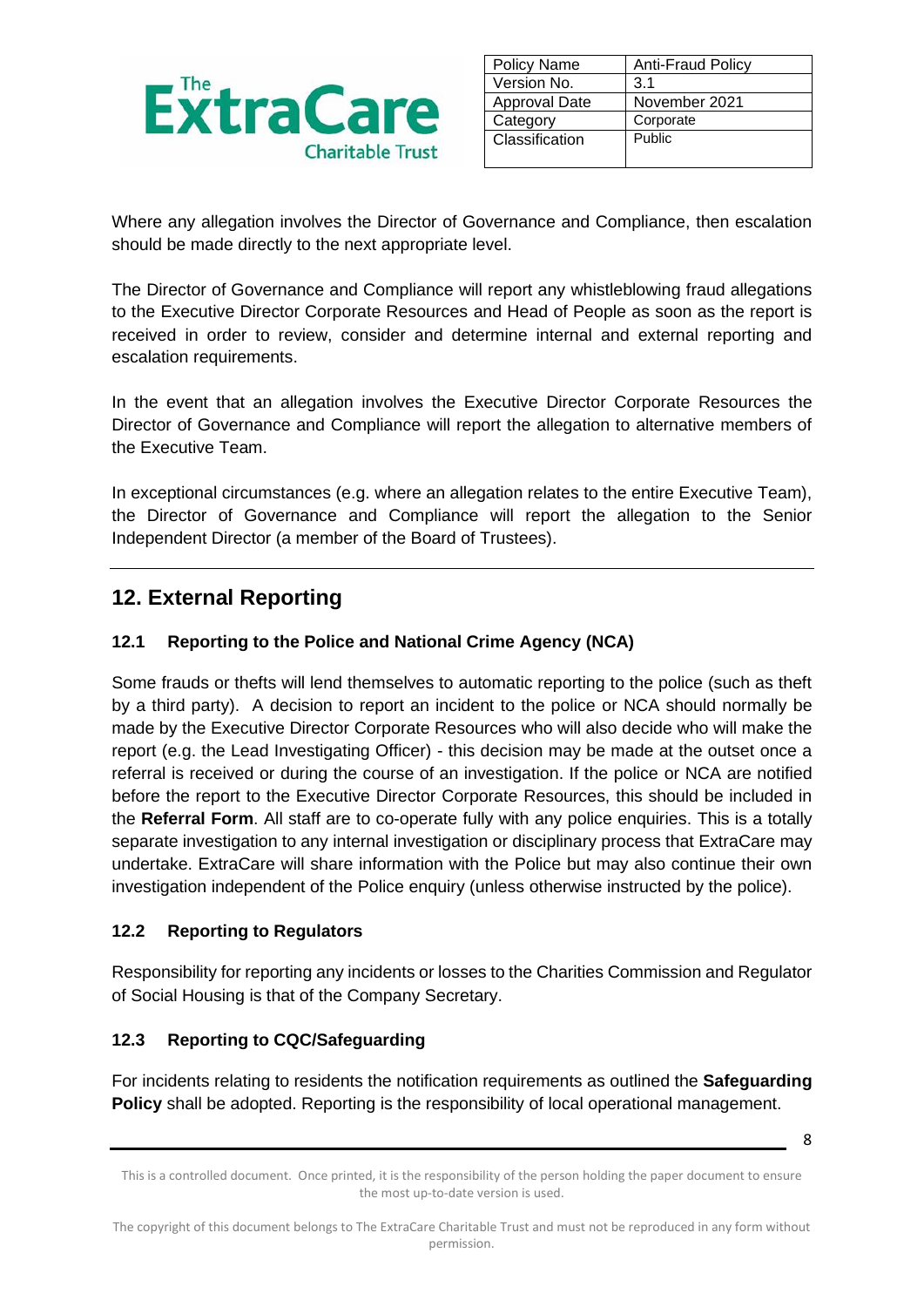Where any allegation involves the Director of Governance and Compliance, then escalation should be made directly to the next appropriate level.

The Director of Governance and Compliance will report any whistleblowing fraud allegations to the Executive Director Corporate Resources and Head of People as soon as the report is received in order to review, consider and determine internal and external reporting and escalation requirements.

In the event that an allegation involves the Executive Director Corporate Resources the Director of Governance and Compliance will report the allegation to alternative members of the Executive Team.

In exceptional circumstances (e.g. where an allegation relates to the entire Executive Team), the Director of Governance and Compliance will report the allegation to the Senior Independent Director (a member of the Board of Trustees).

## 12. External Reporting

### 12.1 Reporting to the Police and National Crime Agency (NCA)

Some frauds or thefts will lend themselves to automatic reporting to the police (such as theft by a third party). A decision to report an incident to the police or NCA should normally be made by the Executive Director Corporate Resources who will also decide who will make the report (e.g. the Lead Investigating Officer) - this decision may be made at the outset once a referral is received or during the course of an investigation. If the police or NCA are notified before the report to the Executive Director Corporate Resources, this should be included in the **Referral Form**. All staff are to co-operate fully with any police enquiries. This is a totally separate investigation to any internal investigation or disciplinary process that ExtraCare may undertake. ExtraCare will share information with the Police but may also continue their own investigation independent of the Police enquiry (unless otherwise instructed by the police).

### 12.2 Reporting to Regulators

Responsibility for reporting any incidents or losses to the Charities Commission and Regulator of Social Housing is that of the Company Secretary.

### 12.3 Reporting to CQC/Safeguarding

For incidents relating to residents the notification requirements as outlined the **Safeguarding Policy** shall be adopted. Reporting is the responsibility of local operational management.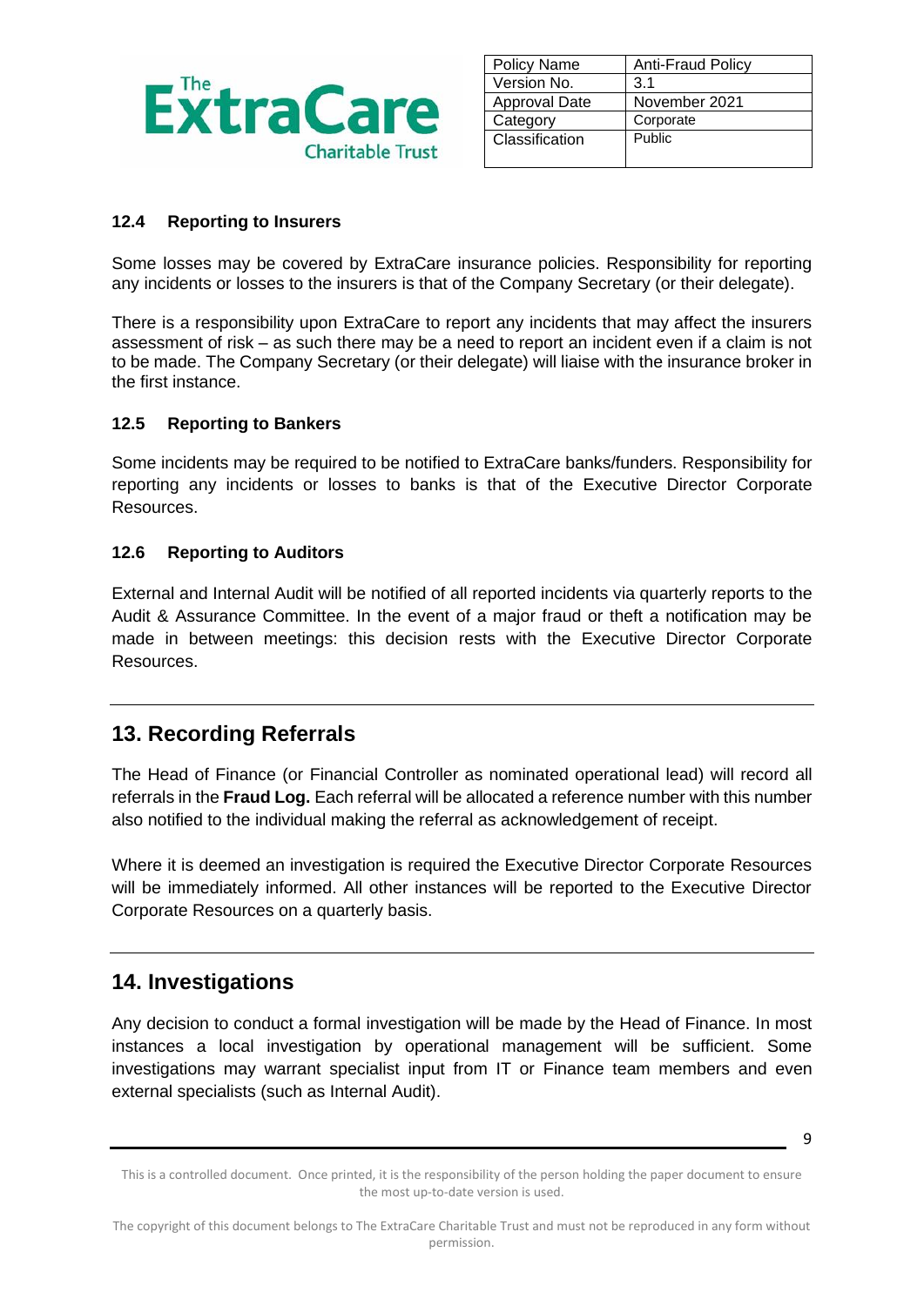### 12.4 Reporting to Insurers

Some losses may be covered by ExtraCare insurance policies. Responsibility for reporting any incidents or losses to the insurers is that of the Company Secretary (or their delegate).

There is a responsibility upon ExtraCare to report any incidents that may affect the insurers assessment of risk – as such there may be a need to report an incident even if a claim is not to be made. The Company Secretary (or their delegate) will liaise with the insurance broker in the first instance.

### 12.5 Reporting to Bankers

Some incidents may be required to be notified to ExtraCare banks/funders. Responsibility for reporting any incidents or losses to banks is that of the Executive Director Corporate Resources.

### 12.6 Reporting to Auditors

External and Internal Audit will be notified of all reported incidents via quarterly reports to the Audit & Assurance Committee. In the event of a major fraud or theft a notification may be made in between meetings: this decision rests with the Executive Director Corporate Resources.

## 13. Recording Referrals

The Head of Finance (or Financial Controller as nominated operational lead) will record all referrals in the **Fraud Log.** Each referral will be allocated a reference number with this number also notified to the individual making the referral as acknowledgement of receipt.

Where it is deemed an investigation is required the Executive Director Corporate Resources will be immediately informed. All other instances will be reported to the Executive Director Corporate Resources on a quarterly basis.

## 14. Investigations

Any decision to conduct a formal investigation will be made by the Head of Finance. In most instances a local investigation by operational management will be sufficient. Some investigations may warrant specialist input from IT or Finance team members and even external specialists (such as Internal Audit).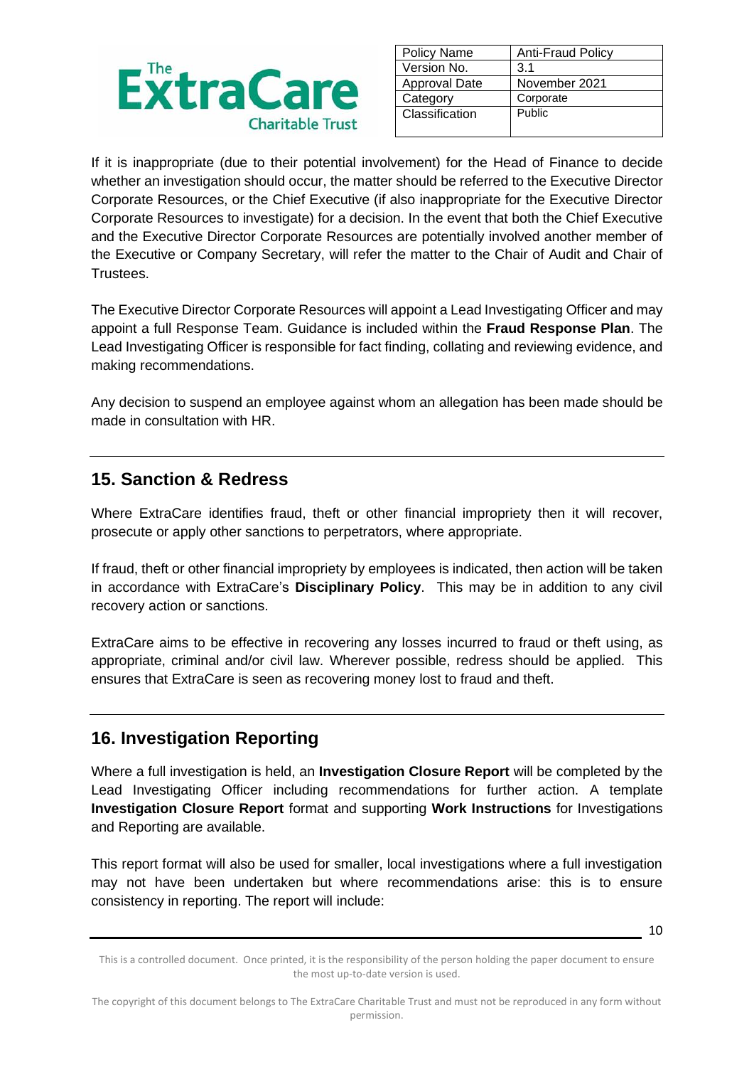If it is inappropriate (due to their potential involvement) for the Head of Finance to decide whether an investigation should occur, the matter should be referred to the Executive Director Corporate Resources, or the Chief Executive (if also inappropriate for the Executive Director Corporate Resources to investigate) for a decision. In the event that both the Chief Executive and the Executive Director Corporate Resources are potentially involved another member of the Executive or Company Secretary, will refer the matter to the Chair of Audit and Chair of Trustees.

The Executive Director Corporate Resources will appoint a Lead Investigating Officer and may appoint a full Response Team. Guidance is included within the **Fraud Response Plan**. The Lead Investigating Officer is responsible for fact finding, collating and reviewing evidence, and making recommendations.

Any decision to suspend an employee against whom an allegation has been made should be made in consultation with HR.

## 15. Sanction & Redress

Where ExtraCare identifies fraud, theft or other financial impropriety then it will recover, prosecute or apply other sanctions to perpetrators, where appropriate.

If fraud, theft or other financial impropriety by employees is indicated, then action will be taken in accordance with ExtraCare's **Disciplinary Policy**. This may be in addition to any civil recovery action or sanctions.

ExtraCare aims to be effective in recovering any losses incurred to fraud or theft using, as appropriate, criminal and/or civil law. Wherever possible, redress should be applied. This ensures that ExtraCare is seen as recovering money lost to fraud and theft.

## 16. Investigation Reporting

Where a full investigation is held, an **Investigation Closure Report** will be completed by the Lead Investigating Officer including recommendations for further action. A template **Investigation Closure Report** format and supporting **Work Instructions** for Investigations and Reporting are available.

This report format will also be used for smaller, local investigations where a full investigation may not have been undertaken but where recommendations arise: this is to ensure consistency in reporting. The report will include: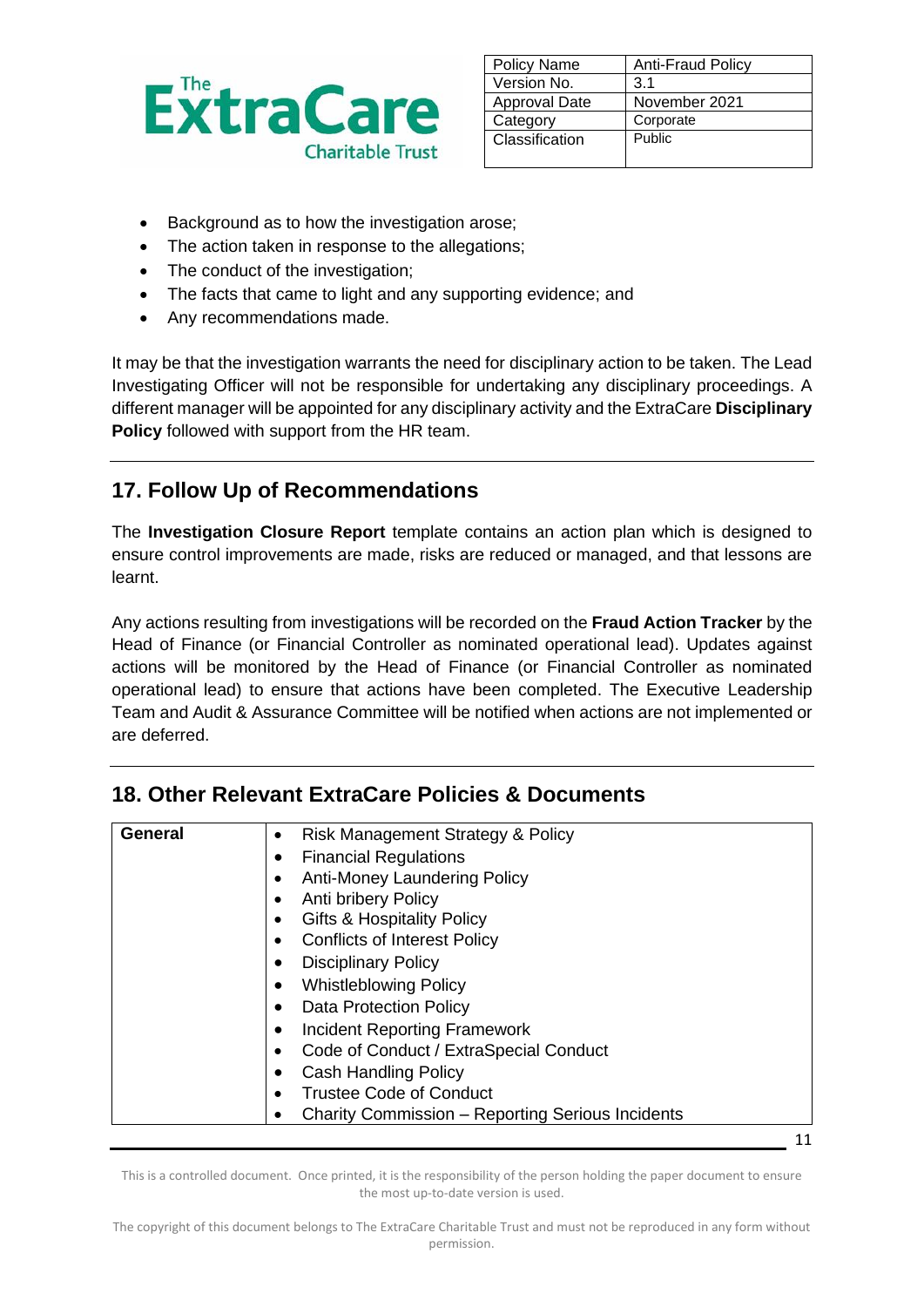- Background as to how the investigation arose;
- The action taken in response to the allegations;
- The conduct of the investigation;
- The facts that came to light and any supporting evidence; and
- Any recommendations made.

It may be that the investigation warrants the need for disciplinary action to be taken. The Lead Investigating Officer will not be responsible for undertaking any disciplinary proceedings. A different manager will be appointed for any disciplinary activity and the ExtraCare **Disciplinary Policy** followed with support from the HR team.

## 17. Follow Up of Recommendations

The **Investigation Closure Report** template contains an action plan which is designed to ensure control improvements are made, risks are reduced or managed, and that lessons are learnt.

Any actions resulting from investigations will be recorded on the **Fraud Action Tracker** by the Head of Finance (or Financial Controller as nominated operational lead). Updates against actions will be monitored by the Head of Finance (or Financial Controller as nominated operational lead) to ensure that actions have been completed. The Executive Leadership Team and Audit & Assurance Committee will be notified when actions are not implemented or are deferred.

## 18. Other Relevant ExtraCare Policies & Documents

| **General** | • Risk Management Strategy & Policy<br>• Financial Regulations<br>• Anti-Money Laundering Policy<br>• Anti bribery Policy<br>• Gifts & Hospitality Policy<br>• Conflicts of Interest Policy<br>• Disciplinary Policy<br>• Whistleblowing Policy<br>• Data Protection Policy<br>• Incident Reporting Framework<br>• Code of Conduct / ExtraSpecial Conduct<br>• Cash Handling Policy<br>• Trustee Code of Conduct<br>• Charity Commission – Reporting Serious Incidents |
|---|---|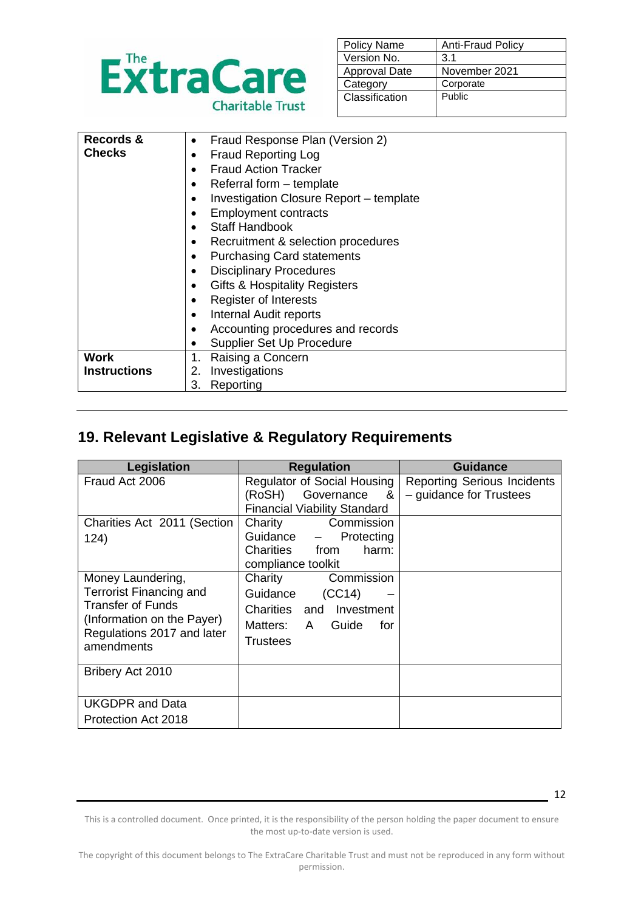| | |
|---|---|
| Policy Name | Anti-Fraud Policy |
| Version No. | 3.1 |
| Approval Date | November 2021 |
| Category | Corporate |
| Classification | Public |

| | |
|---|---|
| **Records & Checks** | • Fraud Response Plan (Version 2)<br>• Fraud Reporting Log<br>• Fraud Action Tracker<br>• Referral form – template<br>• Investigation Closure Report – template<br>• Employment contracts<br>• Staff Handbook<br>• Recruitment & selection procedures<br>• Purchasing Card statements<br>• Disciplinary Procedures<br>• Gifts & Hospitality Registers<br>• Register of Interests<br>• Internal Audit reports<br>• Accounting procedures and records<br>• Supplier Set Up Procedure |
| **Work Instructions** | 1. Raising a Concern<br>2. Investigations<br>3. Reporting |

## 19. Relevant Legislative & Regulatory Requirements

| Legislation | Regulation | Guidance |
|---|---|---|
| Fraud Act 2006 | Regulator of Social Housing (RoSH) Governance & Financial Viability Standard | Reporting Serious Incidents – guidance for Trustees |
| Charities Act 2011 (Section 124) | Charity Commission Guidance – Protecting Charities from harm: compliance toolkit | |
| Money Laundering, Terrorist Financing and Transfer of Funds (Information on the Payer) Regulations 2017 and later amendments | Charity Commission Guidance (CC14) – Charities and Investment Matters: A Guide for Trustees | |
| Bribery Act 2010 | | |
| UKGDPR and Data Protection Act 2018 | | |

This is a controlled document. Once printed, it is the responsibility of the person holding the paper document to ensure the most up-to-date version is used.

The copyright of this document belongs to The ExtraCare Charitable Trust and must not be reproduced in any form without permission.